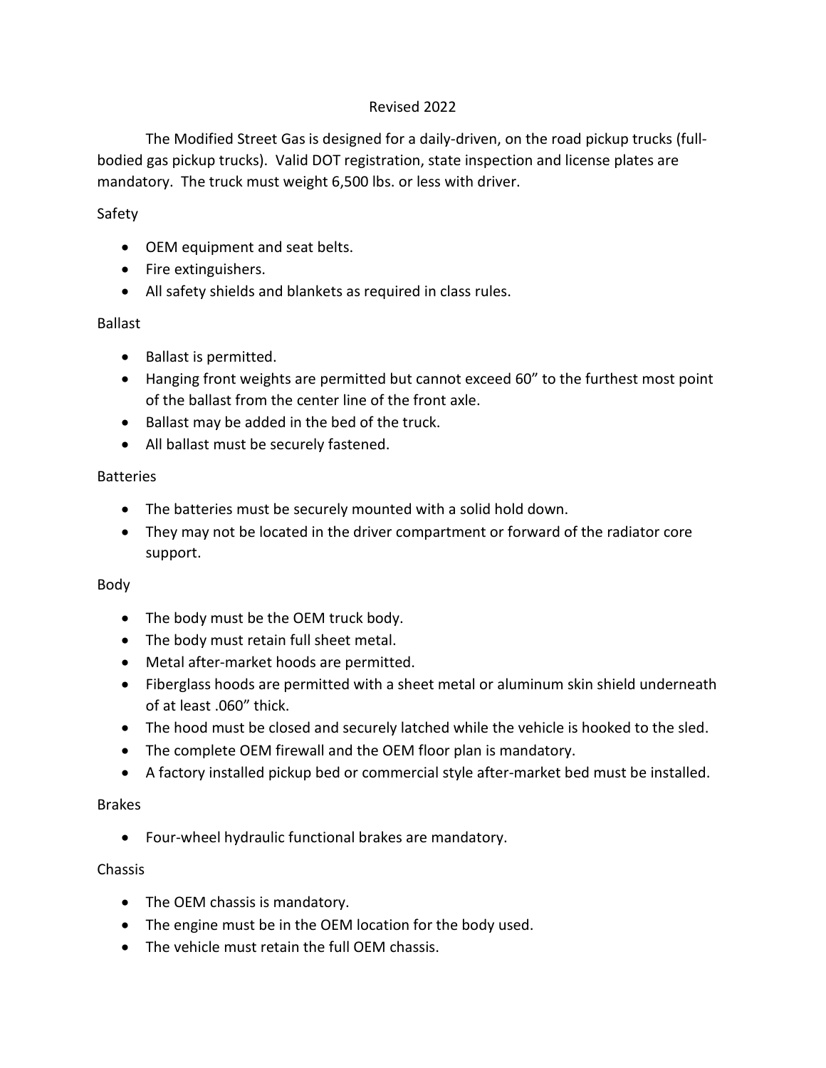Revised 2022

The Modified Street Gas is designed for a daily-driven, on the road pickup trucks (full-bodied gas pickup trucks). Valid DOT registration, state inspection and license plates are mandatory. The truck must weight 6,500 lbs. or less with driver.

## Safety

- OEM equipment and seat belts.
- Fire extinguishers.
- All safety shields and blankets as required in class rules.

## Ballast

- Ballast is permitted.
- Hanging front weights are permitted but cannot exceed 60" to the furthest most point of the ballast from the center line of the front axle.
- Ballast may be added in the bed of the truck.
- All ballast must be securely fastened.

## Batteries

- The batteries must be securely mounted with a solid hold down.
- They may not be located in the driver compartment or forward of the radiator core support.

## Body

- The body must be the OEM truck body.
- The body must retain full sheet metal.
- Metal after-market hoods are permitted.
- Fiberglass hoods are permitted with a sheet metal or aluminum skin shield underneath of at least .060" thick.
- The hood must be closed and securely latched while the vehicle is hooked to the sled.
- The complete OEM firewall and the OEM floor plan is mandatory.
- A factory installed pickup bed or commercial style after-market bed must be installed.

## Brakes

- Four-wheel hydraulic functional brakes are mandatory.

## Chassis

- The OEM chassis is mandatory.
- The engine must be in the OEM location for the body used.
- The vehicle must retain the full OEM chassis.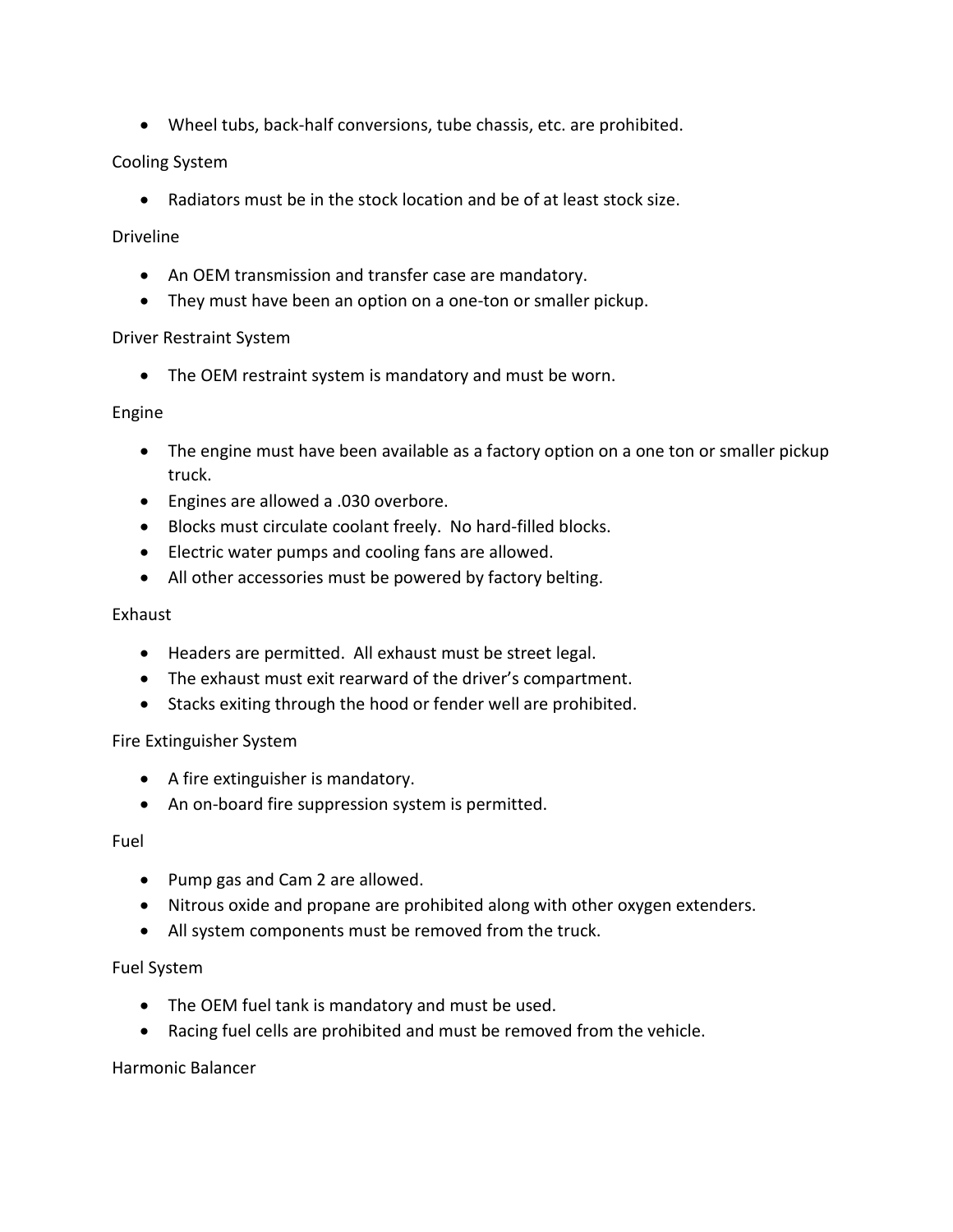- Wheel tubs, back-half conversions, tube chassis, etc. are prohibited.

Cooling System

- Radiators must be in the stock location and be of at least stock size.

Driveline

- An OEM transmission and transfer case are mandatory.
- They must have been an option on a one-ton or smaller pickup.

Driver Restraint System

- The OEM restraint system is mandatory and must be worn.

Engine

- The engine must have been available as a factory option on a one ton or smaller pickup truck.
- Engines are allowed a .030 overbore.
- Blocks must circulate coolant freely. No hard-filled blocks.
- Electric water pumps and cooling fans are allowed.
- All other accessories must be powered by factory belting.

Exhaust

- Headers are permitted. All exhaust must be street legal.
- The exhaust must exit rearward of the driver's compartment.
- Stacks exiting through the hood or fender well are prohibited.

Fire Extinguisher System

- A fire extinguisher is mandatory.
- An on-board fire suppression system is permitted.

Fuel

- Pump gas and Cam 2 are allowed.
- Nitrous oxide and propane are prohibited along with other oxygen extenders.
- All system components must be removed from the truck.

Fuel System

- The OEM fuel tank is mandatory and must be used.
- Racing fuel cells are prohibited and must be removed from the vehicle.

Harmonic Balancer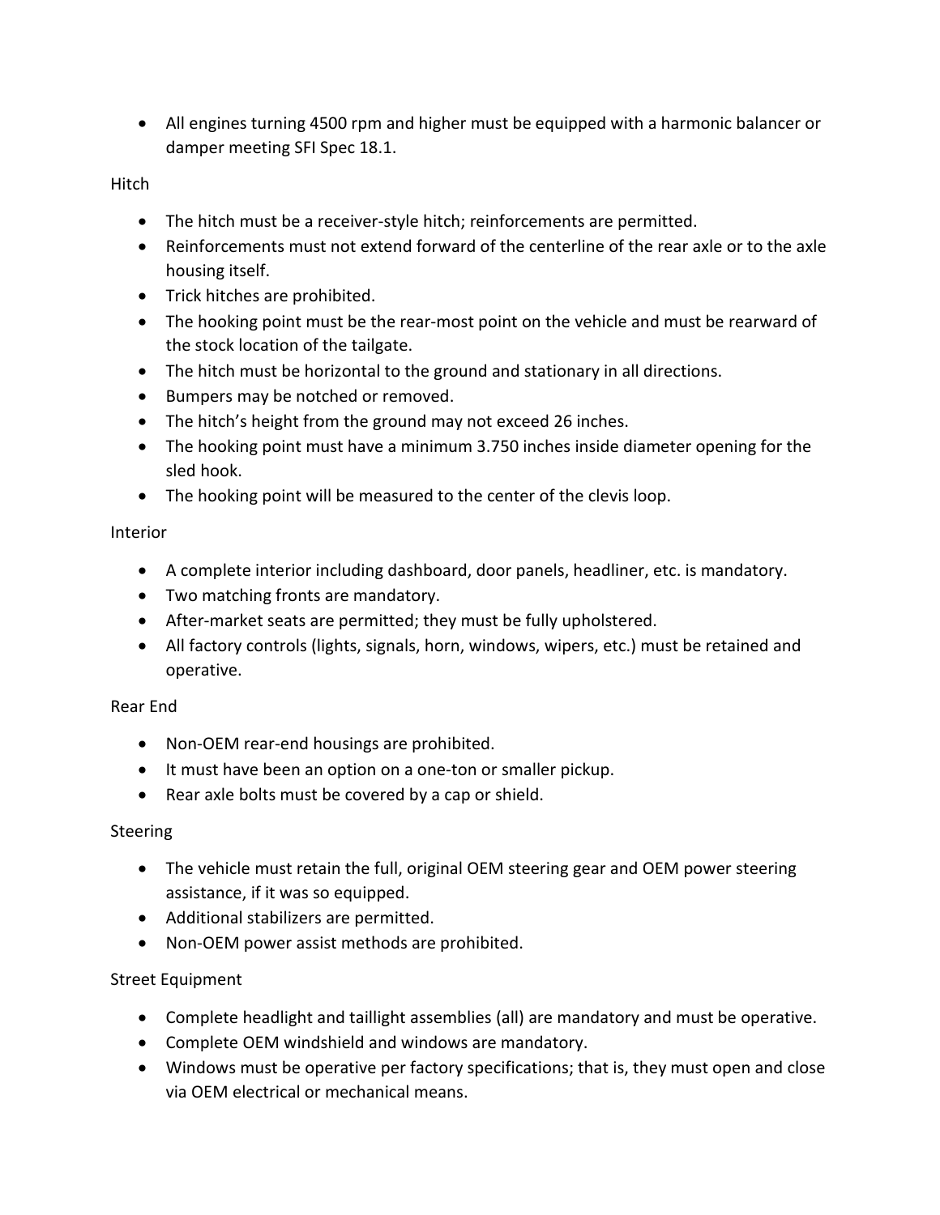- All engines turning 4500 rpm and higher must be equipped with a harmonic balancer or damper meeting SFI Spec 18.1.

## Hitch

- The hitch must be a receiver-style hitch; reinforcements are permitted.
- Reinforcements must not extend forward of the centerline of the rear axle or to the axle housing itself.
- Trick hitches are prohibited.
- The hooking point must be the rear-most point on the vehicle and must be rearward of the stock location of the tailgate.
- The hitch must be horizontal to the ground and stationary in all directions.
- Bumpers may be notched or removed.
- The hitch's height from the ground may not exceed 26 inches.
- The hooking point must have a minimum 3.750 inches inside diameter opening for the sled hook.
- The hooking point will be measured to the center of the clevis loop.

## Interior

- A complete interior including dashboard, door panels, headliner, etc. is mandatory.
- Two matching fronts are mandatory.
- After-market seats are permitted; they must be fully upholstered.
- All factory controls (lights, signals, horn, windows, wipers, etc.) must be retained and operative.

## Rear End

- Non-OEM rear-end housings are prohibited.
- It must have been an option on a one-ton or smaller pickup.
- Rear axle bolts must be covered by a cap or shield.

## Steering

- The vehicle must retain the full, original OEM steering gear and OEM power steering assistance, if it was so equipped.
- Additional stabilizers are permitted.
- Non-OEM power assist methods are prohibited.

## Street Equipment

- Complete headlight and taillight assemblies (all) are mandatory and must be operative.
- Complete OEM windshield and windows are mandatory.
- Windows must be operative per factory specifications; that is, they must open and close via OEM electrical or mechanical means.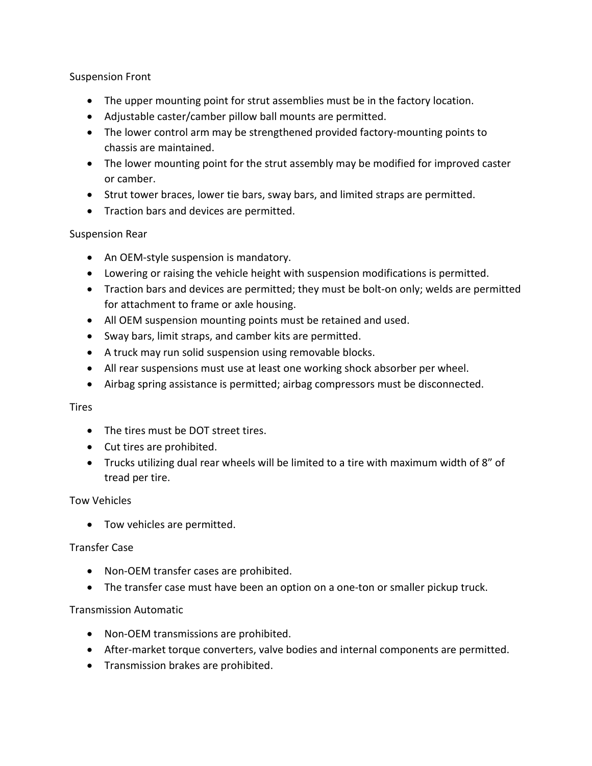Suspension Front

- The upper mounting point for strut assemblies must be in the factory location.
- Adjustable caster/camber pillow ball mounts are permitted.
- The lower control arm may be strengthened provided factory-mounting points to chassis are maintained.
- The lower mounting point for the strut assembly may be modified for improved caster or camber.
- Strut tower braces, lower tie bars, sway bars, and limited straps are permitted.
- Traction bars and devices are permitted.

Suspension Rear

- An OEM-style suspension is mandatory.
- Lowering or raising the vehicle height with suspension modifications is permitted.
- Traction bars and devices are permitted; they must be bolt-on only; welds are permitted for attachment to frame or axle housing.
- All OEM suspension mounting points must be retained and used.
- Sway bars, limit straps, and camber kits are permitted.
- A truck may run solid suspension using removable blocks.
- All rear suspensions must use at least one working shock absorber per wheel.
- Airbag spring assistance is permitted; airbag compressors must be disconnected.

Tires

- The tires must be DOT street tires.
- Cut tires are prohibited.
- Trucks utilizing dual rear wheels will be limited to a tire with maximum width of 8" of tread per tire.

Tow Vehicles

- Tow vehicles are permitted.

Transfer Case

- Non-OEM transfer cases are prohibited.
- The transfer case must have been an option on a one-ton or smaller pickup truck.

Transmission Automatic

- Non-OEM transmissions are prohibited.
- After-market torque converters, valve bodies and internal components are permitted.
- Transmission brakes are prohibited.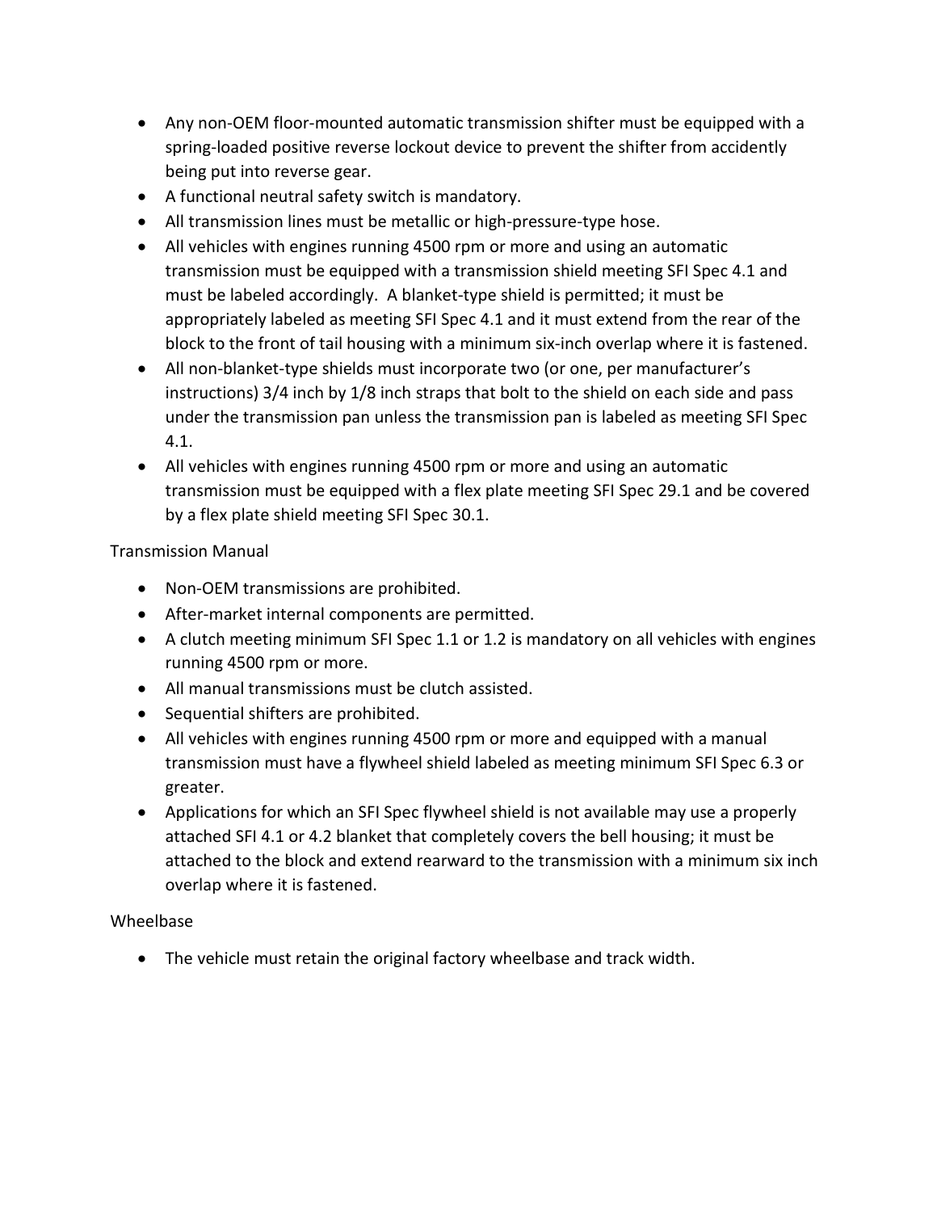- Any non-OEM floor-mounted automatic transmission shifter must be equipped with a spring-loaded positive reverse lockout device to prevent the shifter from accidently being put into reverse gear.
- A functional neutral safety switch is mandatory.
- All transmission lines must be metallic or high-pressure-type hose.
- All vehicles with engines running 4500 rpm or more and using an automatic transmission must be equipped with a transmission shield meeting SFI Spec 4.1 and must be labeled accordingly. A blanket-type shield is permitted; it must be appropriately labeled as meeting SFI Spec 4.1 and it must extend from the rear of the block to the front of tail housing with a minimum six-inch overlap where it is fastened.
- All non-blanket-type shields must incorporate two (or one, per manufacturer's instructions) 3/4 inch by 1/8 inch straps that bolt to the shield on each side and pass under the transmission pan unless the transmission pan is labeled as meeting SFI Spec 4.1.
- All vehicles with engines running 4500 rpm or more and using an automatic transmission must be equipped with a flex plate meeting SFI Spec 29.1 and be covered by a flex plate shield meeting SFI Spec 30.1.

Transmission Manual

- Non-OEM transmissions are prohibited.
- After-market internal components are permitted.
- A clutch meeting minimum SFI Spec 1.1 or 1.2 is mandatory on all vehicles with engines running 4500 rpm or more.
- All manual transmissions must be clutch assisted.
- Sequential shifters are prohibited.
- All vehicles with engines running 4500 rpm or more and equipped with a manual transmission must have a flywheel shield labeled as meeting minimum SFI Spec 6.3 or greater.
- Applications for which an SFI Spec flywheel shield is not available may use a properly attached SFI 4.1 or 4.2 blanket that completely covers the bell housing; it must be attached to the block and extend rearward to the transmission with a minimum six inch overlap where it is fastened.

Wheelbase

- The vehicle must retain the original factory wheelbase and track width.